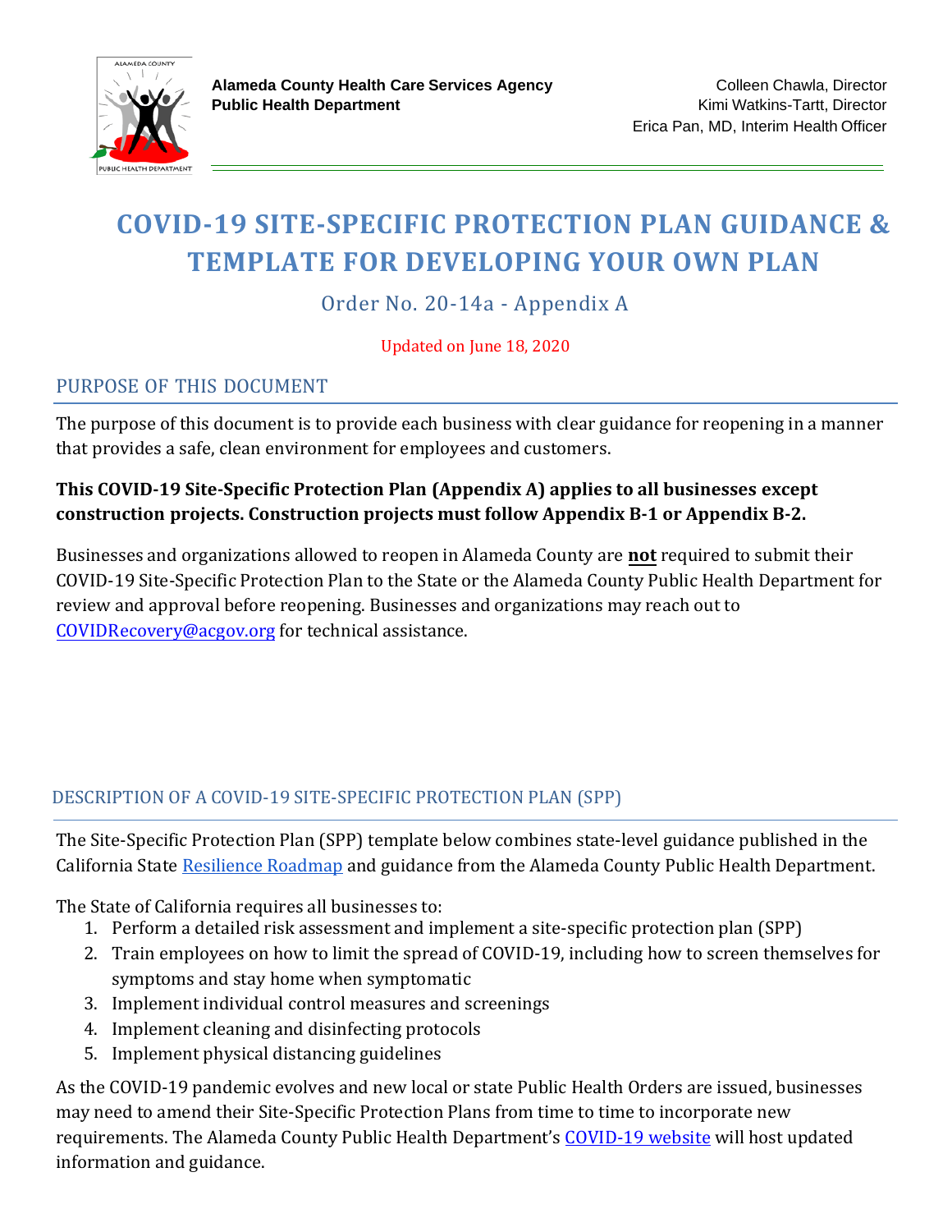**Alameda County Health Care Services Agency**
**Public Health Department**

Colleen Chawla, Director
Kimi Watkins-Tartt, Director
Erica Pan, MD, Interim Health Officer

# COVID-19 SITE-SPECIFIC PROTECTION PLAN GUIDANCE & TEMPLATE FOR DEVELOPING YOUR OWN PLAN

Order No. 20-14a - Appendix A

Updated on June 18, 2020

## PURPOSE OF THIS DOCUMENT

The purpose of this document is to provide each business with clear guidance for reopening in a manner that provides a safe, clean environment for employees and customers.

**This COVID-19 Site-Specific Protection Plan (Appendix A) applies to all businesses except construction projects. Construction projects must follow Appendix B-1 or Appendix B-2.**

Businesses and organizations allowed to reopen in Alameda County are **not** required to submit their COVID-19 Site-Specific Protection Plan to the State or the Alameda County Public Health Department for review and approval before reopening. Businesses and organizations may reach out to COVIDRecovery@acgov.org for technical assistance.

## DESCRIPTION OF A COVID-19 SITE-SPECIFIC PROTECTION PLAN (SPP)

The Site-Specific Protection Plan (SPP) template below combines state-level guidance published in the California State Resilience Roadmap and guidance from the Alameda County Public Health Department.

The State of California requires all businesses to:

1. Perform a detailed risk assessment and implement a site-specific protection plan (SPP)
2. Train employees on how to limit the spread of COVID-19, including how to screen themselves for symptoms and stay home when symptomatic
3. Implement individual control measures and screenings
4. Implement cleaning and disinfecting protocols
5. Implement physical distancing guidelines

As the COVID-19 pandemic evolves and new local or state Public Health Orders are issued, businesses may need to amend their Site-Specific Protection Plans from time to time to incorporate new requirements. The Alameda County Public Health Department's COVID-19 website will host updated information and guidance.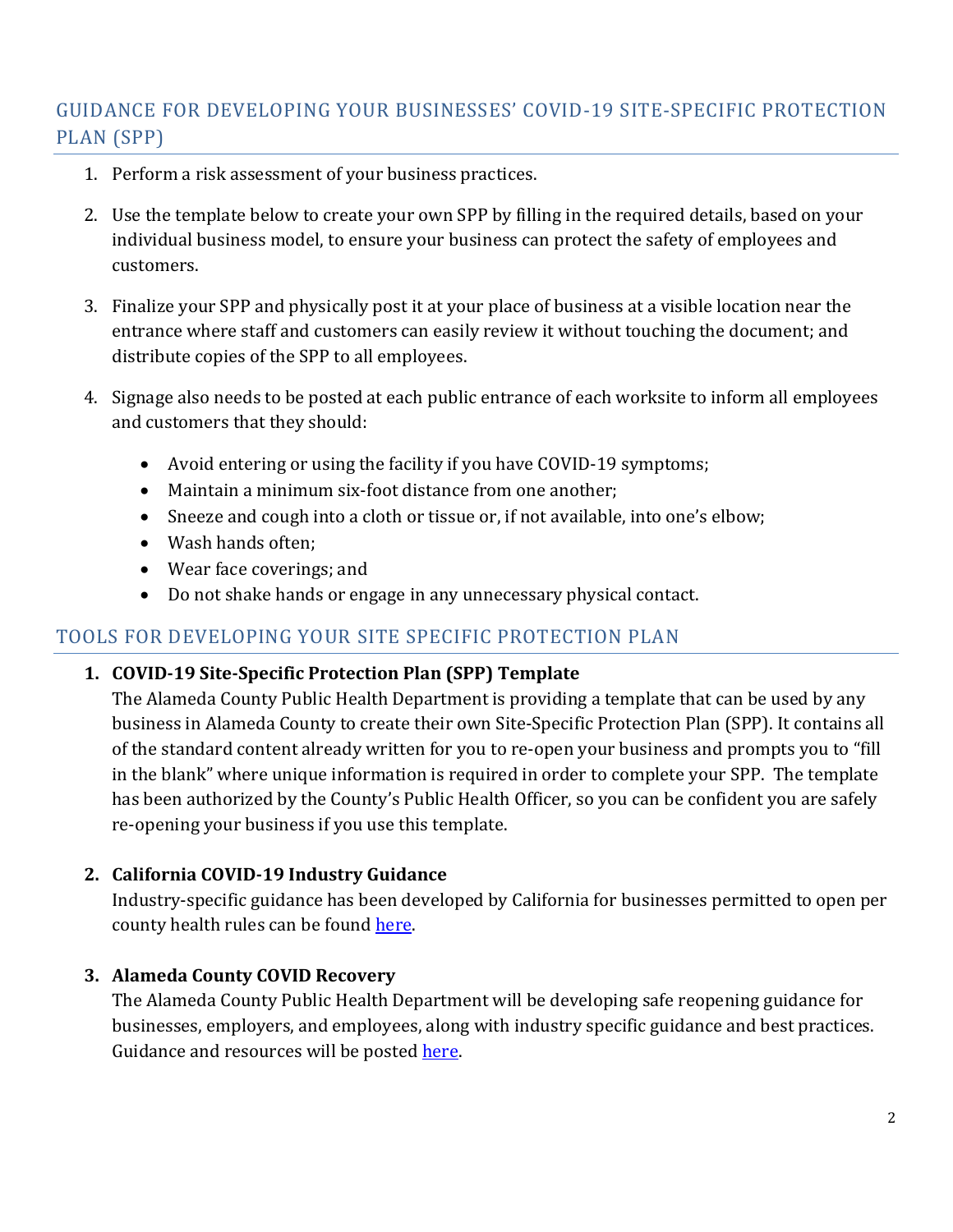## GUIDANCE FOR DEVELOPING YOUR BUSINESSES' COVID-19 SITE-SPECIFIC PROTECTION PLAN (SPP)

1. Perform a risk assessment of your business practices.
2. Use the template below to create your own SPP by filling in the required details, based on your individual business model, to ensure your business can protect the safety of employees and customers.
3. Finalize your SPP and physically post it at your place of business at a visible location near the entrance where staff and customers can easily review it without touching the document; and distribute copies of the SPP to all employees.
4. Signage also needs to be posted at each public entrance of each worksite to inform all employees and customers that they should:
   - Avoid entering or using the facility if you have COVID-19 symptoms;
   - Maintain a minimum six-foot distance from one another;
   - Sneeze and cough into a cloth or tissue or, if not available, into one's elbow;
   - Wash hands often;
   - Wear face coverings; and
   - Do not shake hands or engage in any unnecessary physical contact.

## TOOLS FOR DEVELOPING YOUR SITE SPECIFIC PROTECTION PLAN

1. **COVID-19 Site-Specific Protection Plan (SPP) Template**
   The Alameda County Public Health Department is providing a template that can be used by any business in Alameda County to create their own Site-Specific Protection Plan (SPP). It contains all of the standard content already written for you to re-open your business and prompts you to "fill in the blank" where unique information is required in order to complete your SPP. The template has been authorized by the County's Public Health Officer, so you can be confident you are safely re-opening your business if you use this template.

2. **California COVID-19 Industry Guidance**
   Industry-specific guidance has been developed by California for businesses permitted to open per county health rules can be found here.

3. **Alameda County COVID Recovery**
   The Alameda County Public Health Department will be developing safe reopening guidance for businesses, employers, and employees, along with industry specific guidance and best practices. Guidance and resources will be posted here.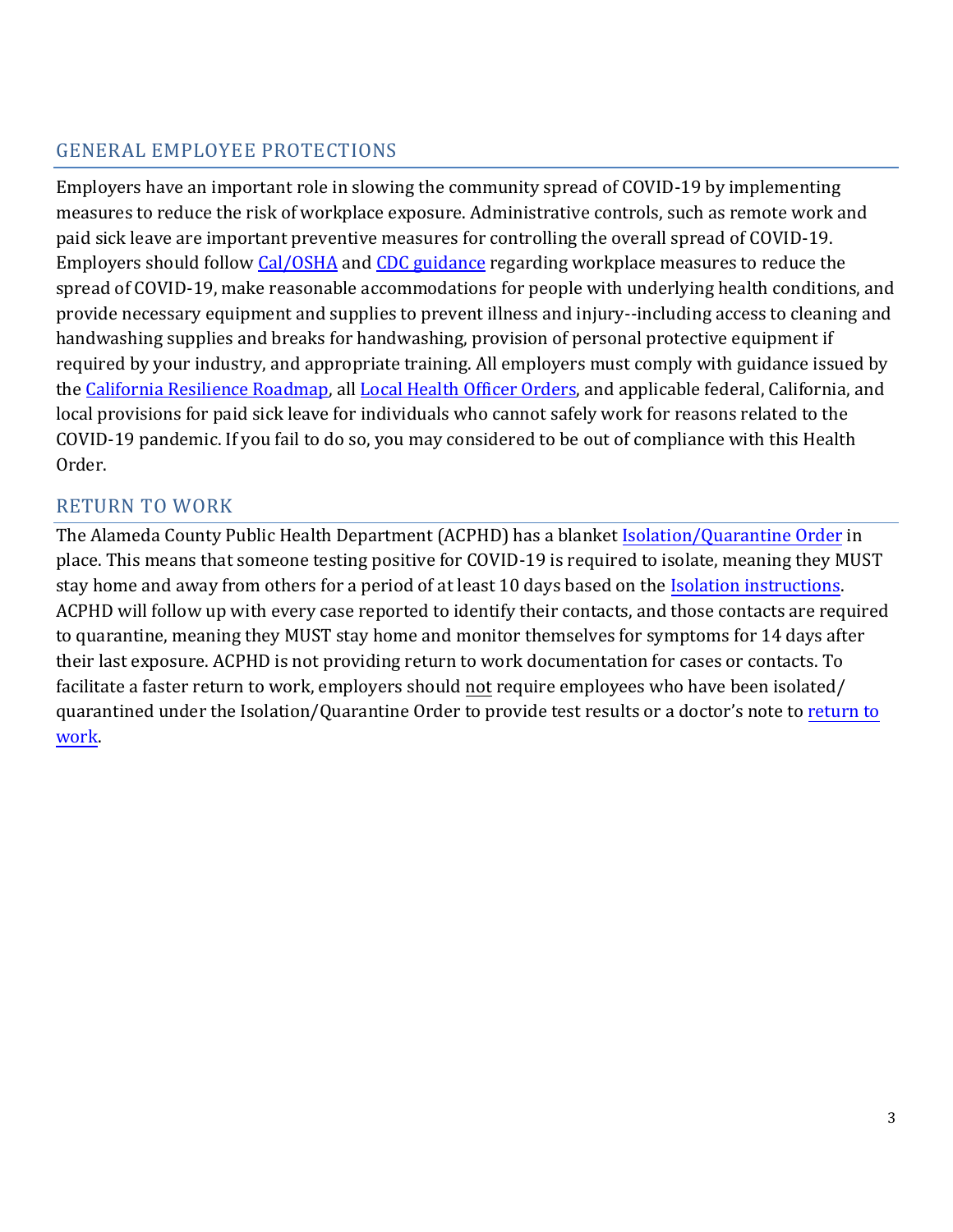## GENERAL EMPLOYEE PROTECTIONS

Employers have an important role in slowing the community spread of COVID-19 by implementing measures to reduce the risk of workplace exposure. Administrative controls, such as remote work and paid sick leave are important preventive measures for controlling the overall spread of COVID-19. Employers should follow Cal/OSHA and CDC guidance regarding workplace measures to reduce the spread of COVID-19, make reasonable accommodations for people with underlying health conditions, and provide necessary equipment and supplies to prevent illness and injury--including access to cleaning and handwashing supplies and breaks for handwashing, provision of personal protective equipment if required by your industry, and appropriate training. All employers must comply with guidance issued by the California Resilience Roadmap, all Local Health Officer Orders, and applicable federal, California, and local provisions for paid sick leave for individuals who cannot safely work for reasons related to the COVID-19 pandemic. If you fail to do so, you may considered to be out of compliance with this Health Order.

## RETURN TO WORK

The Alameda County Public Health Department (ACPHD) has a blanket Isolation/Quarantine Order in place. This means that someone testing positive for COVID-19 is required to isolate, meaning they MUST stay home and away from others for a period of at least 10 days based on the Isolation instructions. ACPHD will follow up with every case reported to identify their contacts, and those contacts are required to quarantine, meaning they MUST stay home and monitor themselves for symptoms for 14 days after their last exposure. ACPHD is not providing return to work documentation for cases or contacts. To facilitate a faster return to work, employers should not require employees who have been isolated/quarantined under the Isolation/Quarantine Order to provide test results or a doctor's note to return to work.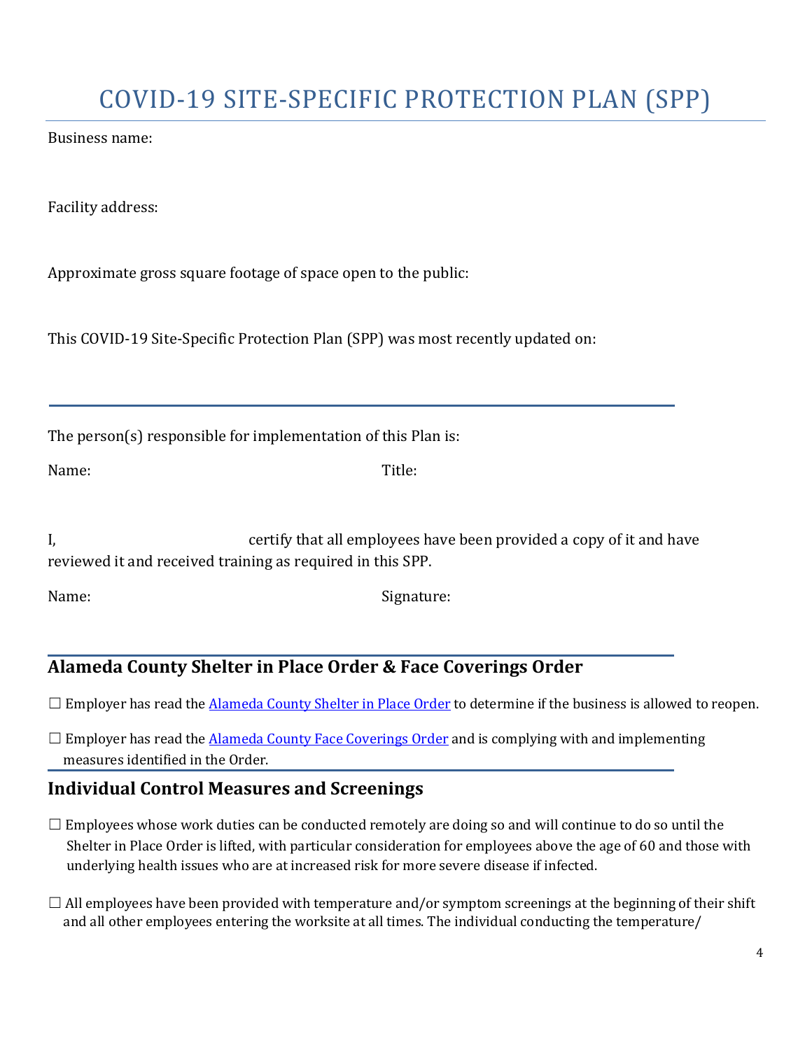# COVID-19 SITE-SPECIFIC PROTECTION PLAN (SPP)

Business name:

Facility address:

Approximate gross square footage of space open to the public:

This COVID-19 Site-Specific Protection Plan (SPP) was most recently updated on:

---

The person(s) responsible for implementation of this Plan is:

Name: Title:

I, certify that all employees have been provided a copy of it and have reviewed it and received training as required in this SPP.

Name: Signature:

## Alameda County Shelter in Place Order & Face Coverings Order

☐ Employer has read the [Alameda County Shelter in Place Order]() to determine if the business is allowed to reopen.

☐ Employer has read the [Alameda County Face Coverings Order]() and is complying with and implementing measures identified in the Order.

## Individual Control Measures and Screenings

☐ Employees whose work duties can be conducted remotely are doing so and will continue to do so until the Shelter in Place Order is lifted, with particular consideration for employees above the age of 60 and those with underlying health issues who are at increased risk for more severe disease if infected.

☐ All employees have been provided with temperature and/or symptom screenings at the beginning of their shift and all other employees entering the worksite at all times. The individual conducting the temperature/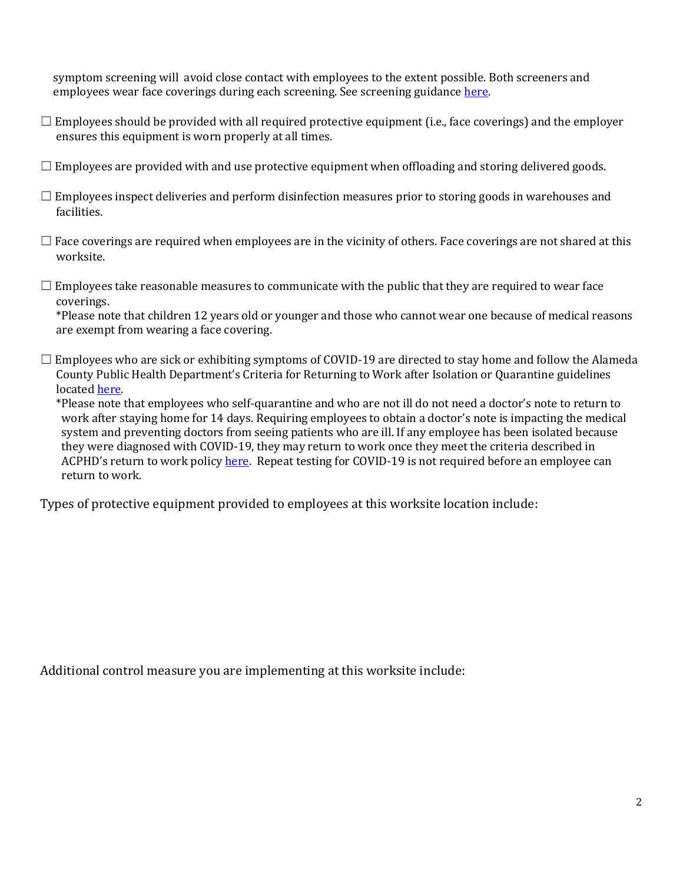symptom screening will avoid close contact with employees to the extent possible. Both screeners and employees wear face coverings during each screening. See screening guidance here.

☐ Employees should be provided with all required protective equipment (i.e., face coverings) and the employer ensures this equipment is worn properly at all times.

☐ Employees are provided with and use protective equipment when offloading and storing delivered goods.

☐ Employees inspect deliveries and perform disinfection measures prior to storing goods in warehouses and facilities.

☐ Face coverings are required when employees are in the vicinity of others. Face coverings are not shared at this worksite.

☐ Employees take reasonable measures to communicate with the public that they are required to wear face coverings.
*Please note that children 12 years old or younger and those who cannot wear one because of medical reasons are exempt from wearing a face covering.

☐ Employees who are sick or exhibiting symptoms of COVID-19 are directed to stay home and follow the Alameda County Public Health Department's Criteria for Returning to Work after Isolation or Quarantine guidelines located here.
*Please note that employees who self-quarantine and who are not ill do not need a doctor's note to return to work after staying home for 14 days. Requiring employees to obtain a doctor's note is impacting the medical system and preventing doctors from seeing patients who are ill. If any employee has been isolated because they were diagnosed with COVID-19, they may return to work once they meet the criteria described in ACPHD's return to work policy here. Repeat testing for COVID-19 is not required before an employee can return to work.

Types of protective equipment provided to employees at this worksite location include:

Additional control measure you are implementing at this worksite include: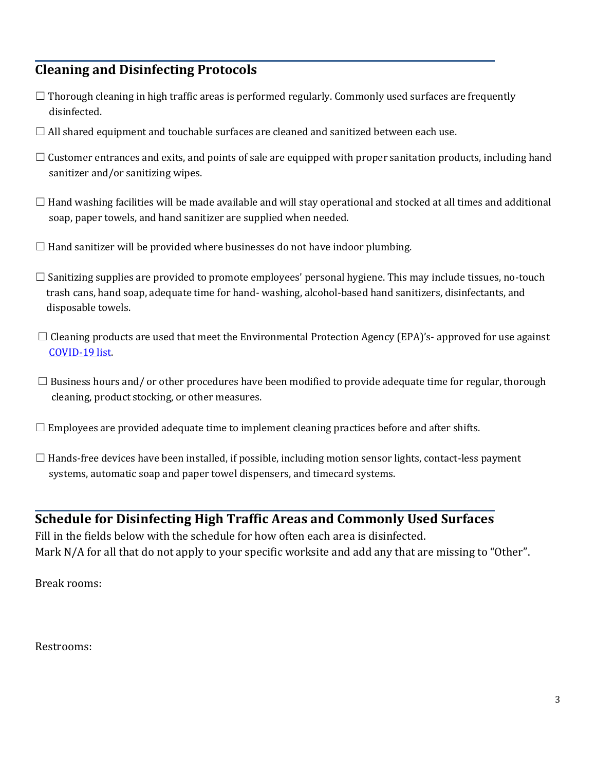## Cleaning and Disinfecting Protocols

☐ Thorough cleaning in high traffic areas is performed regularly. Commonly used surfaces are frequently disinfected.

☐ All shared equipment and touchable surfaces are cleaned and sanitized between each use.

☐ Customer entrances and exits, and points of sale are equipped with proper sanitation products, including hand sanitizer and/or sanitizing wipes.

☐ Hand washing facilities will be made available and will stay operational and stocked at all times and additional soap, paper towels, and hand sanitizer are supplied when needed.

☐ Hand sanitizer will be provided where businesses do not have indoor plumbing.

☐ Sanitizing supplies are provided to promote employees' personal hygiene. This may include tissues, no-touch trash cans, hand soap, adequate time for hand- washing, alcohol-based hand sanitizers, disinfectants, and disposable towels.

☐ Cleaning products are used that meet the Environmental Protection Agency (EPA)'s- approved for use against COVID-19 list.

☐ Business hours and/ or other procedures have been modified to provide adequate time for regular, thorough cleaning, product stocking, or other measures.

☐ Employees are provided adequate time to implement cleaning practices before and after shifts.

☐ Hands-free devices have been installed, if possible, including motion sensor lights, contact-less payment systems, automatic soap and paper towel dispensers, and timecard systems.

## Schedule for Disinfecting High Traffic Areas and Commonly Used Surfaces

Fill in the fields below with the schedule for how often each area is disinfected.
Mark N/A for all that do not apply to your specific worksite and add any that are missing to "Other".

Break rooms:

Restrooms: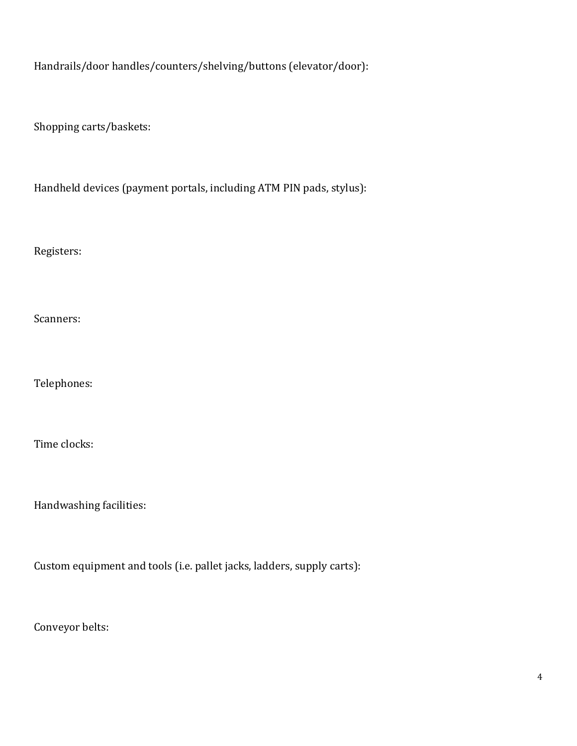Handrails/door handles/counters/shelving/buttons (elevator/door):

Shopping carts/baskets:

Handheld devices (payment portals, including ATM PIN pads, stylus):

Registers:

Scanners:

Telephones:

Time clocks:

Handwashing facilities:

Custom equipment and tools (i.e. pallet jacks, ladders, supply carts):

Conveyor belts: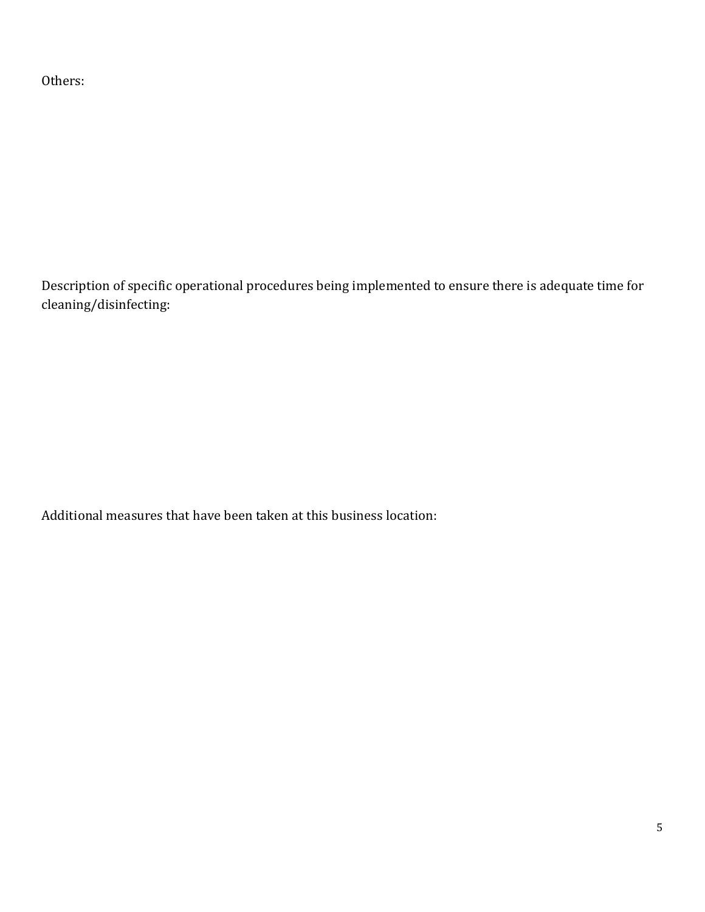Others:

Description of specific operational procedures being implemented to ensure there is adequate time for cleaning/disinfecting:

Additional measures that have been taken at this business location: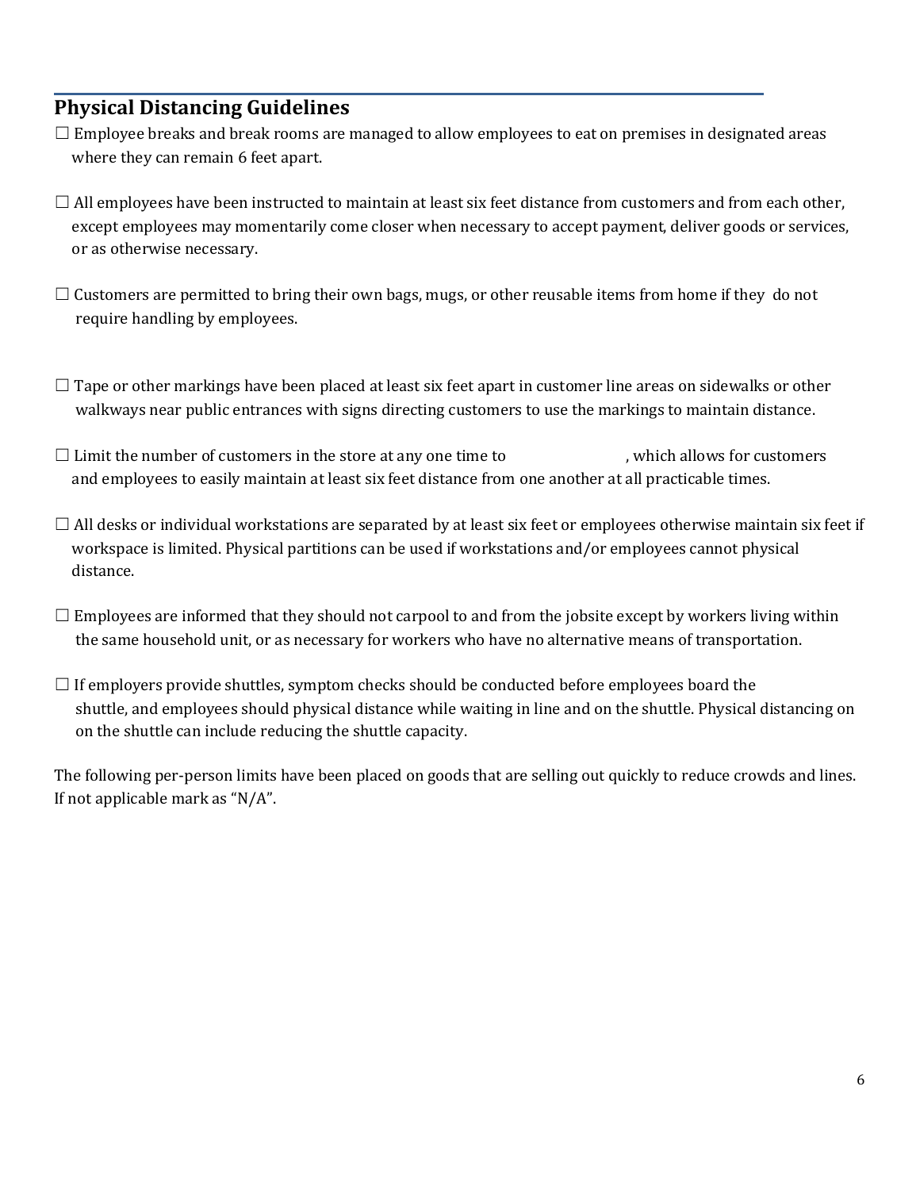## Physical Distancing Guidelines

☐ Employee breaks and break rooms are managed to allow employees to eat on premises in designated areas where they can remain 6 feet apart.

☐ All employees have been instructed to maintain at least six feet distance from customers and from each other, except employees may momentarily come closer when necessary to accept payment, deliver goods or services, or as otherwise necessary.

☐ Customers are permitted to bring their own bags, mugs, or other reusable items from home if they do not require handling by employees.

☐ Tape or other markings have been placed at least six feet apart in customer line areas on sidewalks or other walkways near public entrances with signs directing customers to use the markings to maintain distance.

☐ Limit the number of customers in the store at any one time to ______________, which allows for customers and employees to easily maintain at least six feet distance from one another at all practicable times.

☐ All desks or individual workstations are separated by at least six feet or employees otherwise maintain six feet if workspace is limited. Physical partitions can be used if workstations and/or employees cannot physical distance.

☐ Employees are informed that they should not carpool to and from the jobsite except by workers living within the same household unit, or as necessary for workers who have no alternative means of transportation.

☐ If employers provide shuttles, symptom checks should be conducted before employees board the shuttle, and employees should physical distance while waiting in line and on the shuttle. Physical distancing on on the shuttle can include reducing the shuttle capacity.

The following per-person limits have been placed on goods that are selling out quickly to reduce crowds and lines. If not applicable mark as “N/A”.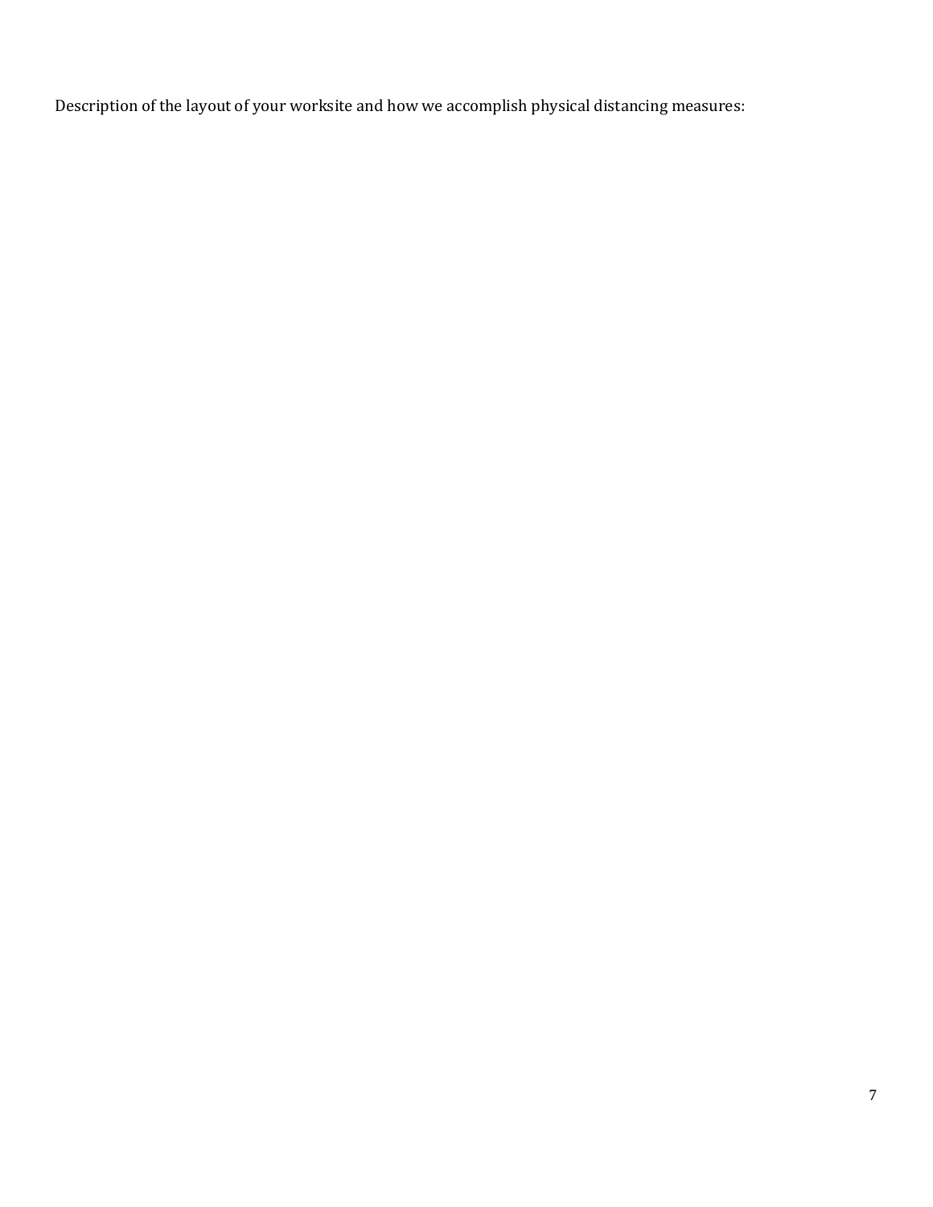Description of the layout of your worksite and how we accomplish physical distancing measures: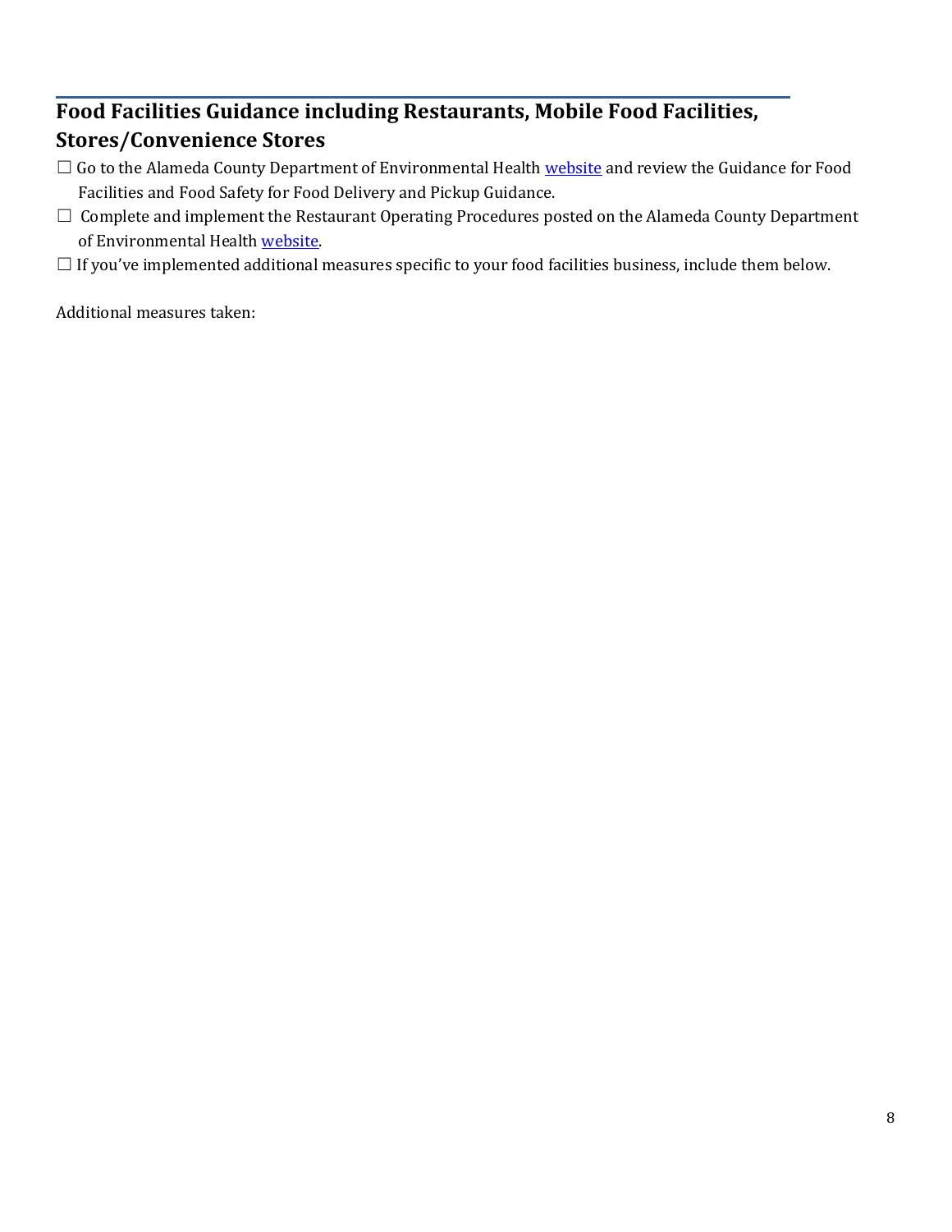## Food Facilities Guidance including Restaurants, Mobile Food Facilities, Stores/Convenience Stores

☐ Go to the Alameda County Department of Environmental Health [website](website) and review the Guidance for Food Facilities and Food Safety for Food Delivery and Pickup Guidance.

☐ Complete and implement the Restaurant Operating Procedures posted on the Alameda County Department of Environmental Health [website](website).

☐ If you've implemented additional measures specific to your food facilities business, include them below.

Additional measures taken: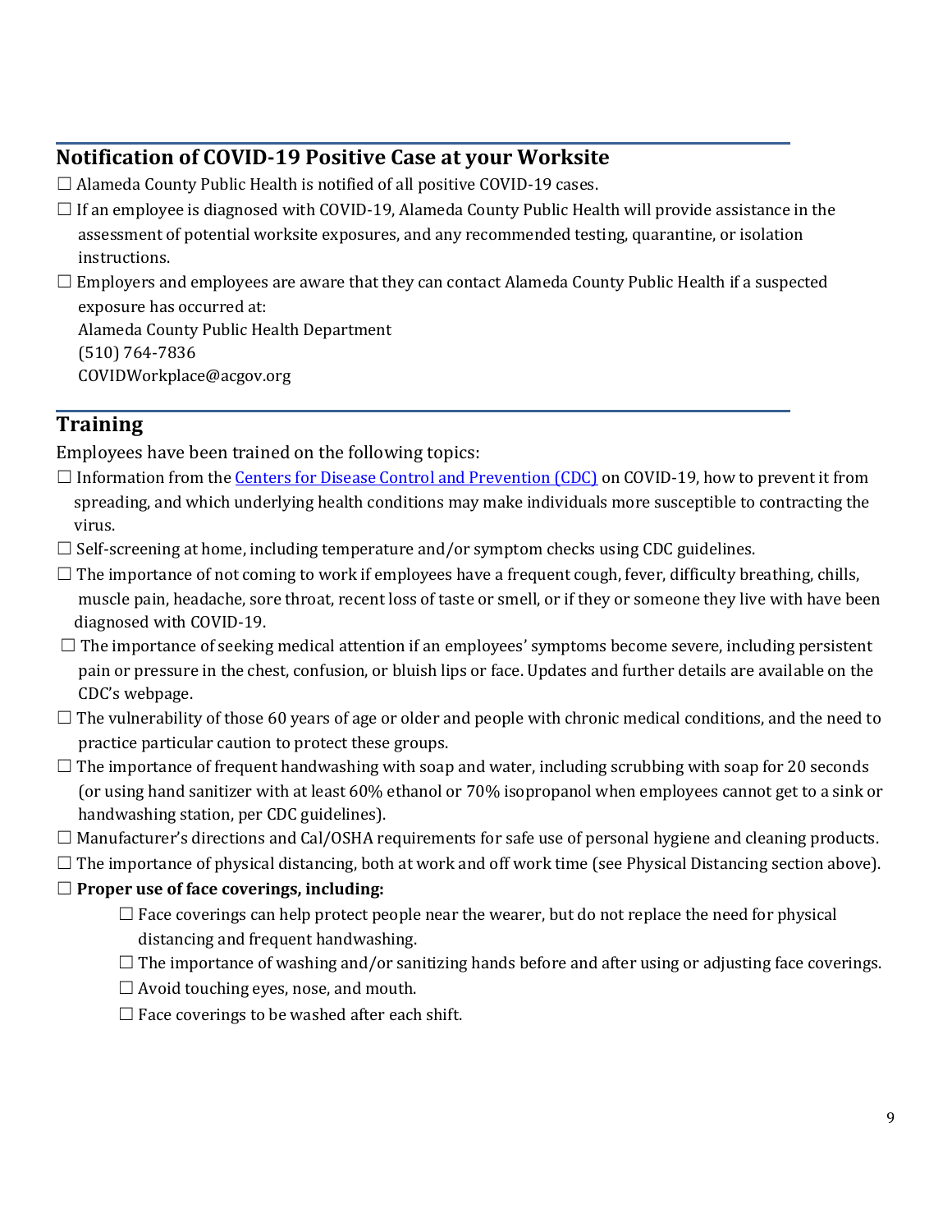## Notification of COVID-19 Positive Case at your Worksite

☐ Alameda County Public Health is notified of all positive COVID-19 cases.

☐ If an employee is diagnosed with COVID-19, Alameda County Public Health will provide assistance in the assessment of potential worksite exposures, and any recommended testing, quarantine, or isolation instructions.

☐ Employers and employees are aware that they can contact Alameda County Public Health if a suspected exposure has occurred at:
Alameda County Public Health Department
(510) 764-7836
COVIDWorkplace@acgov.org

## Training

Employees have been trained on the following topics:

☐ Information from the [Centers for Disease Control and Prevention (CDC)] on COVID-19, how to prevent it from spreading, and which underlying health conditions may make individuals more susceptible to contracting the virus.

☐ Self-screening at home, including temperature and/or symptom checks using CDC guidelines.

☐ The importance of not coming to work if employees have a frequent cough, fever, difficulty breathing, chills, muscle pain, headache, sore throat, recent loss of taste or smell, or if they or someone they live with have been diagnosed with COVID-19.

☐ The importance of seeking medical attention if an employees' symptoms become severe, including persistent pain or pressure in the chest, confusion, or bluish lips or face. Updates and further details are available on the CDC's webpage.

☐ The vulnerability of those 60 years of age or older and people with chronic medical conditions, and the need to practice particular caution to protect these groups.

☐ The importance of frequent handwashing with soap and water, including scrubbing with soap for 20 seconds (or using hand sanitizer with at least 60% ethanol or 70% isopropanol when employees cannot get to a sink or handwashing station, per CDC guidelines).

☐ Manufacturer's directions and Cal/OSHA requirements for safe use of personal hygiene and cleaning products.

☐ The importance of physical distancing, both at work and off work time (see Physical Distancing section above).

☐ **Proper use of face coverings, including:**

- ☐ Face coverings can help protect people near the wearer, but do not replace the need for physical distancing and frequent handwashing.
- ☐ The importance of washing and/or sanitizing hands before and after using or adjusting face coverings.
- ☐ Avoid touching eyes, nose, and mouth.
- ☐ Face coverings to be washed after each shift.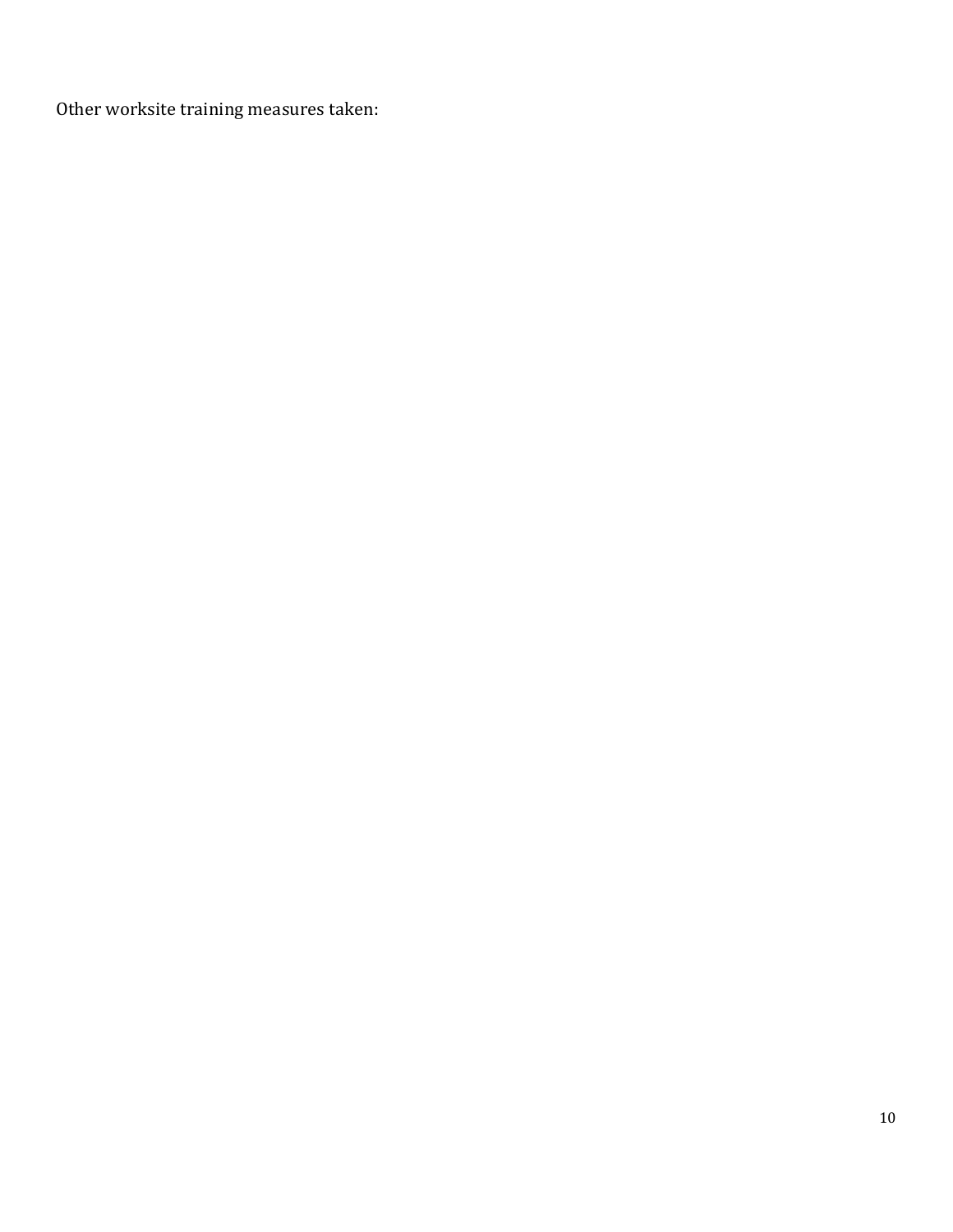Other worksite training measures taken: